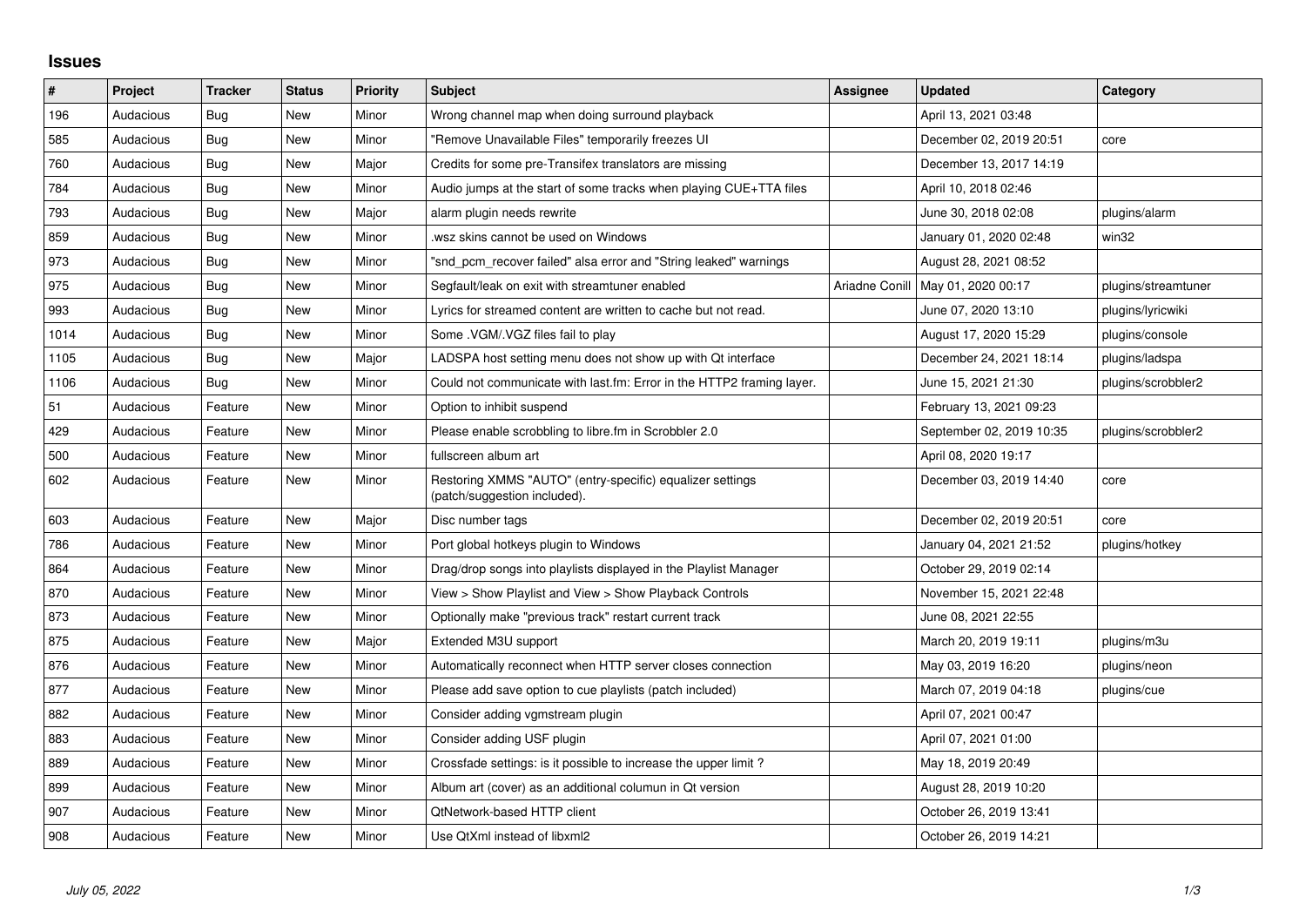# Issues

| # | Project | Tracker | Status | Priority | Subject | Assignee | Updated | Category |
|---|---|---|---|---|---|---|---|---|
| 196 | Audacious | Bug | New | Minor | Wrong channel map when doing surround playback | | April 13, 2021 03:48 | |
| 585 | Audacious | Bug | New | Minor | "Remove Unavailable Files" temporarily freezes UI | | December 02, 2019 20:51 | core |
| 760 | Audacious | Bug | New | Major | Credits for some pre-Transifex translators are missing | | December 13, 2017 14:19 | |
| 784 | Audacious | Bug | New | Minor | Audio jumps at the start of some tracks when playing CUE+TTA files | | April 10, 2018 02:46 | |
| 793 | Audacious | Bug | New | Major | alarm plugin needs rewrite | | June 30, 2018 02:08 | plugins/alarm |
| 859 | Audacious | Bug | New | Minor | .wsz skins cannot be used on Windows | | January 01, 2020 02:48 | win32 |
| 973 | Audacious | Bug | New | Minor | "snd_pcm_recover failed" alsa error and "String leaked" warnings | | August 28, 2021 08:52 | |
| 975 | Audacious | Bug | New | Minor | Segfault/leak on exit with streamtuner enabled | Ariadne Conill | May 01, 2020 00:17 | plugins/streamtuner |
| 993 | Audacious | Bug | New | Minor | Lyrics for streamed content are written to cache but not read. | | June 07, 2020 13:10 | plugins/lyricwiki |
| 1014 | Audacious | Bug | New | Minor | Some .VGM/.VGZ files fail to play | | August 17, 2020 15:29 | plugins/console |
| 1105 | Audacious | Bug | New | Major | LADSPA host setting menu does not show up with Qt interface | | December 24, 2021 18:14 | plugins/ladspa |
| 1106 | Audacious | Bug | New | Minor | Could not communicate with last.fm: Error in the HTTP2 framing layer. | | June 15, 2021 21:30 | plugins/scrobbler2 |
| 51 | Audacious | Feature | New | Minor | Option to inhibit suspend | | February 13, 2021 09:23 | |
| 429 | Audacious | Feature | New | Minor | Please enable scrobbling to libre.fm in Scrobbler 2.0 | | September 02, 2019 10:35 | plugins/scrobbler2 |
| 500 | Audacious | Feature | New | Minor | fullscreen album art | | April 08, 2020 19:17 | |
| 602 | Audacious | Feature | New | Minor | Restoring XMMS "AUTO" (entry-specific) equalizer settings (patch/suggestion included). | | December 03, 2019 14:40 | core |
| 603 | Audacious | Feature | New | Major | Disc number tags | | December 02, 2019 20:51 | core |
| 786 | Audacious | Feature | New | Minor | Port global hotkeys plugin to Windows | | January 04, 2021 21:52 | plugins/hotkey |
| 864 | Audacious | Feature | New | Minor | Drag/drop songs into playlists displayed in the Playlist Manager | | October 29, 2019 02:14 | |
| 870 | Audacious | Feature | New | Minor | View > Show Playlist and View > Show Playback Controls | | November 15, 2021 22:48 | |
| 873 | Audacious | Feature | New | Minor | Optionally make "previous track" restart current track | | June 08, 2021 22:55 | |
| 875 | Audacious | Feature | New | Major | Extended M3U support | | March 20, 2019 19:11 | plugins/m3u |
| 876 | Audacious | Feature | New | Minor | Automatically reconnect when HTTP server closes connection | | May 03, 2019 16:20 | plugins/neon |
| 877 | Audacious | Feature | New | Minor | Please add save option to cue playlists (patch included) | | March 07, 2019 04:18 | plugins/cue |
| 882 | Audacious | Feature | New | Minor | Consider adding vgmstream plugin | | April 07, 2021 00:47 | |
| 883 | Audacious | Feature | New | Minor | Consider adding USF plugin | | April 07, 2021 01:00 | |
| 889 | Audacious | Feature | New | Minor | Crossfade settings: is it possible to increase the upper limit ? | | May 18, 2019 20:49 | |
| 899 | Audacious | Feature | New | Minor | Album art (cover) as an additional columun in Qt version | | August 28, 2019 10:20 | |
| 907 | Audacious | Feature | New | Minor | QtNetwork-based HTTP client | | October 26, 2019 13:41 | |
| 908 | Audacious | Feature | New | Minor | Use QtXml instead of libxml2 | | October 26, 2019 14:21 | |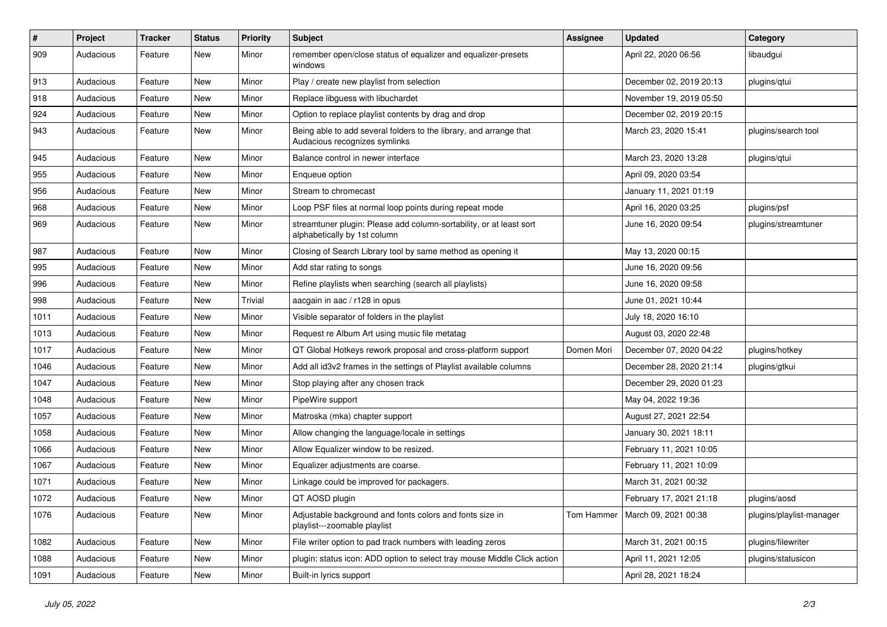| # | Project | Tracker | Status | Priority | Subject | Assignee | Updated | Category |
|---|---|---|---|---|---|---|---|---|
| 909 | Audacious | Feature | New | Minor | remember open/close status of equalizer and equalizer-presets windows | | April 22, 2020 06:56 | libaudgui |
| 913 | Audacious | Feature | New | Minor | Play / create new playlist from selection | | December 02, 2019 20:13 | plugins/qtui |
| 918 | Audacious | Feature | New | Minor | Replace libguess with libuchardet | | November 19, 2019 05:50 | |
| 924 | Audacious | Feature | New | Minor | Option to replace playlist contents by drag and drop | | December 02, 2019 20:15 | |
| 943 | Audacious | Feature | New | Minor | Being able to add several folders to the library, and arrange that Audacious recognizes symlinks | | March 23, 2020 15:41 | plugins/search tool |
| 945 | Audacious | Feature | New | Minor | Balance control in newer interface | | March 23, 2020 13:28 | plugins/qtui |
| 955 | Audacious | Feature | New | Minor | Enqueue option | | April 09, 2020 03:54 | |
| 956 | Audacious | Feature | New | Minor | Stream to chromecast | | January 11, 2021 01:19 | |
| 968 | Audacious | Feature | New | Minor | Loop PSF files at normal loop points during repeat mode | | April 16, 2020 03:25 | plugins/psf |
| 969 | Audacious | Feature | New | Minor | streamtuner plugin: Please add column-sortability, or at least sort alphabetically by 1st column | | June 16, 2020 09:54 | plugins/streamtuner |
| 987 | Audacious | Feature | New | Minor | Closing of Search Library tool by same method as opening it | | May 13, 2020 00:15 | |
| 995 | Audacious | Feature | New | Minor | Add star rating to songs | | June 16, 2020 09:56 | |
| 996 | Audacious | Feature | New | Minor | Refine playlists when searching (search all playlists) | | June 16, 2020 09:58 | |
| 998 | Audacious | Feature | New | Trivial | aacgain in aac / r128 in opus | | June 01, 2021 10:44 | |
| 1011 | Audacious | Feature | New | Minor | Visible separator of folders in the playlist | | July 18, 2020 16:10 | |
| 1013 | Audacious | Feature | New | Minor | Request re Album Art using music file metatag | | August 03, 2020 22:48 | |
| 1017 | Audacious | Feature | New | Minor | QT Global Hotkeys rework proposal and cross-platform support | Domen Mori | December 07, 2020 04:22 | plugins/hotkey |
| 1046 | Audacious | Feature | New | Minor | Add all id3v2 frames in the settings of Playlist available columns | | December 28, 2020 21:14 | plugins/gtkui |
| 1047 | Audacious | Feature | New | Minor | Stop playing after any chosen track | | December 29, 2020 01:23 | |
| 1048 | Audacious | Feature | New | Minor | PipeWire support | | May 04, 2022 19:36 | |
| 1057 | Audacious | Feature | New | Minor | Matroska (mka) chapter support | | August 27, 2021 22:54 | |
| 1058 | Audacious | Feature | New | Minor | Allow changing the language/locale in settings | | January 30, 2021 18:11 | |
| 1066 | Audacious | Feature | New | Minor | Allow Equalizer window to be resized. | | February 11, 2021 10:05 | |
| 1067 | Audacious | Feature | New | Minor | Equalizer adjustments are coarse. | | February 11, 2021 10:09 | |
| 1071 | Audacious | Feature | New | Minor | Linkage could be improved for packagers. | | March 31, 2021 00:32 | |
| 1072 | Audacious | Feature | New | Minor | QT AOSD plugin | | February 17, 2021 21:18 | plugins/aosd |
| 1076 | Audacious | Feature | New | Minor | Adjustable background and fonts colors and fonts size in playlist---zoomable playlist | Tom Hammer | March 09, 2021 00:38 | plugins/playlist-manager |
| 1082 | Audacious | Feature | New | Minor | File writer option to pad track numbers with leading zeros | | March 31, 2021 00:15 | plugins/filewriter |
| 1088 | Audacious | Feature | New | Minor | plugin: status icon: ADD option to select tray mouse Middle Click action | | April 11, 2021 12:05 | plugins/statusicon |
| 1091 | Audacious | Feature | New | Minor | Built-in lyrics support | | April 28, 2021 18:24 | |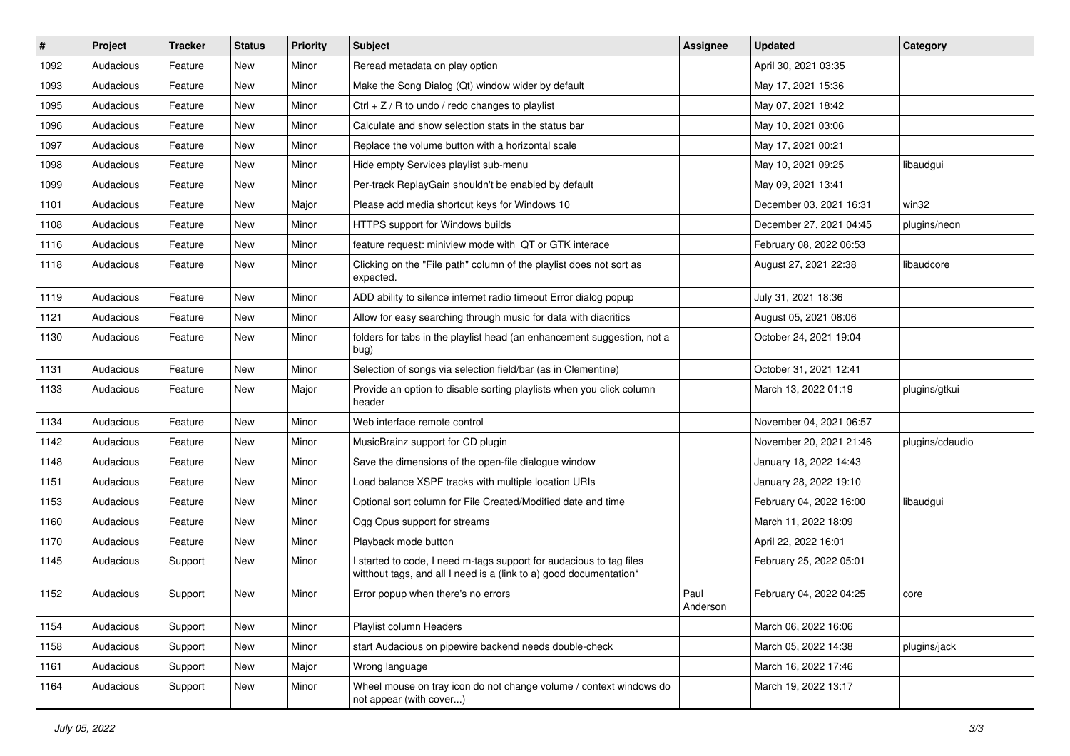| # | Project | Tracker | Status | Priority | Subject | Assignee | Updated | Category |
|---|---|---|---|---|---|---|---|---|
| 1092 | Audacious | Feature | New | Minor | Reread metadata on play option | | April 30, 2021 03:35 | |
| 1093 | Audacious | Feature | New | Minor | Make the Song Dialog (Qt) window wider by default | | May 17, 2021 15:36 | |
| 1095 | Audacious | Feature | New | Minor | Ctrl + Z / R to undo / redo changes to playlist | | May 07, 2021 18:42 | |
| 1096 | Audacious | Feature | New | Minor | Calculate and show selection stats in the status bar | | May 10, 2021 03:06 | |
| 1097 | Audacious | Feature | New | Minor | Replace the volume button with a horizontal scale | | May 17, 2021 00:21 | |
| 1098 | Audacious | Feature | New | Minor | Hide empty Services playlist sub-menu | | May 10, 2021 09:25 | libaudgui |
| 1099 | Audacious | Feature | New | Minor | Per-track ReplayGain shouldn't be enabled by default | | May 09, 2021 13:41 | |
| 1101 | Audacious | Feature | New | Major | Please add media shortcut keys for Windows 10 | | December 03, 2021 16:31 | win32 |
| 1108 | Audacious | Feature | New | Minor | HTTPS support for Windows builds | | December 27, 2021 04:45 | plugins/neon |
| 1116 | Audacious | Feature | New | Minor | feature request: miniview mode with QT or GTK interace | | February 08, 2022 06:53 | |
| 1118 | Audacious | Feature | New | Minor | Clicking on the "File path" column of the playlist does not sort as expected. | | August 27, 2021 22:38 | libaudcore |
| 1119 | Audacious | Feature | New | Minor | ADD ability to silence internet radio timeout Error dialog popup | | July 31, 2021 18:36 | |
| 1121 | Audacious | Feature | New | Minor | Allow for easy searching through music for data with diacritics | | August 05, 2021 08:06 | |
| 1130 | Audacious | Feature | New | Minor | folders for tabs in the playlist head (an enhancement suggestion, not a bug) | | October 24, 2021 19:04 | |
| 1131 | Audacious | Feature | New | Minor | Selection of songs via selection field/bar (as in Clementine) | | October 31, 2021 12:41 | |
| 1133 | Audacious | Feature | New | Major | Provide an option to disable sorting playlists when you click column header | | March 13, 2022 01:19 | plugins/gtkui |
| 1134 | Audacious | Feature | New | Minor | Web interface remote control | | November 04, 2021 06:57 | |
| 1142 | Audacious | Feature | New | Minor | MusicBrainz support for CD plugin | | November 20, 2021 21:46 | plugins/cdaudio |
| 1148 | Audacious | Feature | New | Minor | Save the dimensions of the open-file dialogue window | | January 18, 2022 14:43 | |
| 1151 | Audacious | Feature | New | Minor | Load balance XSPF tracks with multiple location URIs | | January 28, 2022 19:10 | |
| 1153 | Audacious | Feature | New | Minor | Optional sort column for File Created/Modified date and time | | February 04, 2022 16:00 | libaudgui |
| 1160 | Audacious | Feature | New | Minor | Ogg Opus support for streams | | March 11, 2022 18:09 | |
| 1170 | Audacious | Feature | New | Minor | Playback mode button | | April 22, 2022 16:01 | |
| 1145 | Audacious | Support | New | Minor | I started to code, I need m-tags support for audacious to tag files witthout tags, and all I need is a (link to a) good documentation* | | February 25, 2022 05:01 | |
| 1152 | Audacious | Support | New | Minor | Error popup when there's no errors | Paul Anderson | February 04, 2022 04:25 | core |
| 1154 | Audacious | Support | New | Minor | Playlist column Headers | | March 06, 2022 16:06 | |
| 1158 | Audacious | Support | New | Minor | start Audacious on pipewire backend needs double-check | | March 05, 2022 14:38 | plugins/jack |
| 1161 | Audacious | Support | New | Major | Wrong language | | March 16, 2022 17:46 | |
| 1164 | Audacious | Support | New | Minor | Wheel mouse on tray icon do not change volume / context windows do not appear (with cover...) | | March 19, 2022 13:17 | |